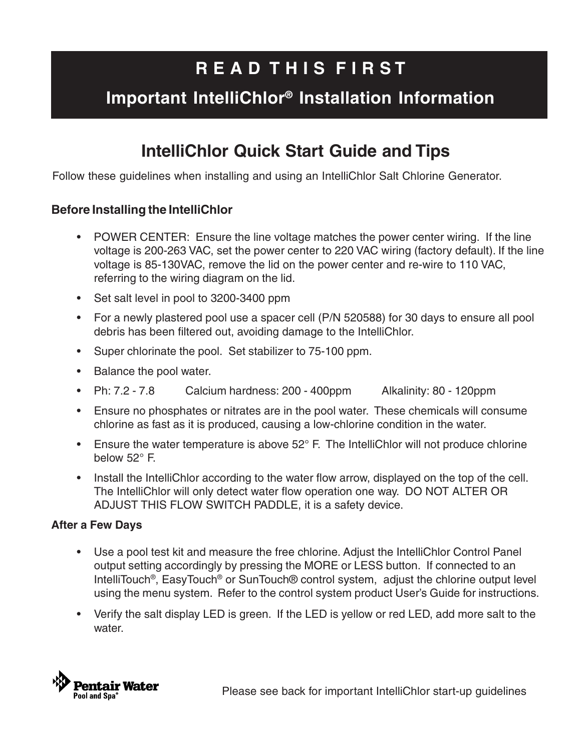# READ THIS FIRST

## Important IntelliChlor® Installation Information

## IntelliChlor Quick Start Guide and Tips

Follow these guidelines when installing and using an IntelliChlor Salt Chlorine Generator.

### Before Installing the IntelliChlor

- POWER CENTER: Ensure the line voltage matches the power center wiring. If the line voltage is 200-263 VAC, set the power center to 220 VAC wiring (factory default). If the line voltage is 85-130VAC, remove the lid on the power center and re-wire to 110 VAC, referring to the wiring diagram on the lid.
- Set salt level in pool to 3200-3400 ppm
- For a newly plastered pool use a spacer cell (P/N 520588) for 30 days to ensure all pool debris has been filtered out, avoiding damage to the IntelliChlor.
- Super chlorinate the pool. Set stabilizer to 75-100 ppm.
- Balance the pool water.
- Ph: 7.2 - 7.8 Calcium hardness: 200 - 400ppm Alkalinity: 80 - 120ppm
- Ensure no phosphates or nitrates are in the pool water. These chemicals will consume chlorine as fast as it is produced, causing a low-chlorine condition in the water.
- Ensure the water temperature is above 52° F. The IntelliChlor will not produce chlorine below 52° F.
- Install the IntelliChlor according to the water flow arrow, displayed on the top of the cell. The IntelliChlor will only detect water flow operation one way. DO NOT ALTER OR ADJUST THIS FLOW SWITCH PADDLE, it is a safety device.

### After a Few Days

- Use a pool test kit and measure the free chlorine. Adjust the IntelliChlor Control Panel output setting accordingly by pressing the MORE or LESS button. If connected to an IntelliTouch®, EasyTouch® or SunTouch® control system, adjust the chlorine output level using the menu system. Refer to the control system product User's Guide for instructions.
- Verify the salt display LED is green. If the LED is yellow or red LED, add more salt to the water.

Pentair Water Pool and Spa®

Please see back for important IntelliChlor start-up guidelines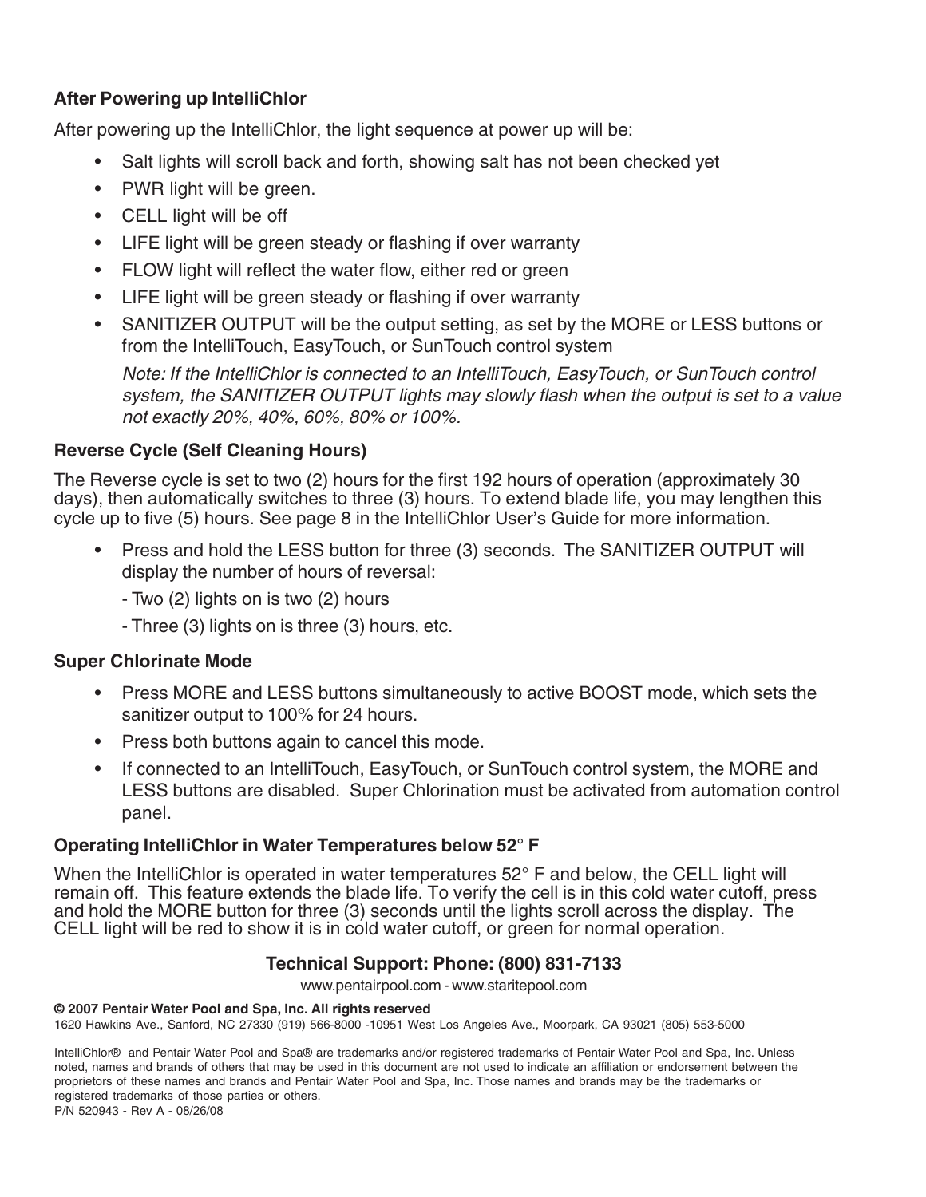### After Powering up IntelliChlor

After powering up the IntelliChlor, the light sequence at power up will be:

- Salt lights will scroll back and forth, showing salt has not been checked yet
- PWR light will be green.
- CELL light will be off
- LIFE light will be green steady or flashing if over warranty
- FLOW light will reflect the water flow, either red or green
- LIFE light will be green steady or flashing if over warranty
- SANITIZER OUTPUT will be the output setting, as set by the MORE or LESS buttons or from the IntelliTouch, EasyTouch, or SunTouch control system

  *Note: If the IntelliChlor is connected to an IntelliTouch, EasyTouch, or SunTouch control system, the SANITIZER OUTPUT lights may slowly flash when the output is set to a value not exactly 20%, 40%, 60%, 80% or 100%.*

### Reverse Cycle (Self Cleaning Hours)

The Reverse cycle is set to two (2) hours for the first 192 hours of operation (approximately 30 days), then automatically switches to three (3) hours. To extend blade life, you may lengthen this cycle up to five (5) hours. See page 8 in the IntelliChlor User's Guide for more information.

- Press and hold the LESS button for three (3) seconds. The SANITIZER OUTPUT will display the number of hours of reversal:

  - Two (2) lights on is two (2) hours

  - Three (3) lights on is three (3) hours, etc.

### Super Chlorinate Mode

- Press MORE and LESS buttons simultaneously to active BOOST mode, which sets the sanitizer output to 100% for 24 hours.
- Press both buttons again to cancel this mode.
- If connected to an IntelliTouch, EasyTouch, or SunTouch control system, the MORE and LESS buttons are disabled. Super Chlorination must be activated from automation control panel.

### Operating IntelliChlor in Water Temperatures below 52° F

When the IntelliChlor is operated in water temperatures 52° F and below, the CELL light will remain off. This feature extends the blade life. To verify the cell is in this cold water cutoff, press and hold the MORE button for three (3) seconds until the lights scroll across the display. The CELL light will be red to show it is in cold water cutoff, or green for normal operation.

---

**Technical Support: Phone: (800) 831-7133**

www.pentairpool.com - www.staritepool.com

**© 2007 Pentair Water Pool and Spa, Inc. All rights reserved**
1620 Hawkins Ave., Sanford, NC 27330 (919) 566-8000 -10951 West Los Angeles Ave., Moorpark, CA 93021 (805) 553-5000

IntelliChlor® and Pentair Water Pool and Spa® are trademarks and/or registered trademarks of Pentair Water Pool and Spa, Inc. Unless noted, names and brands of others that may be used in this document are not used to indicate an affiliation or endorsement between the proprietors of these names and brands and Pentair Water Pool and Spa, Inc. Those names and brands may be the trademarks or registered trademarks of those parties or others.
P/N 520943 - Rev A - 08/26/08